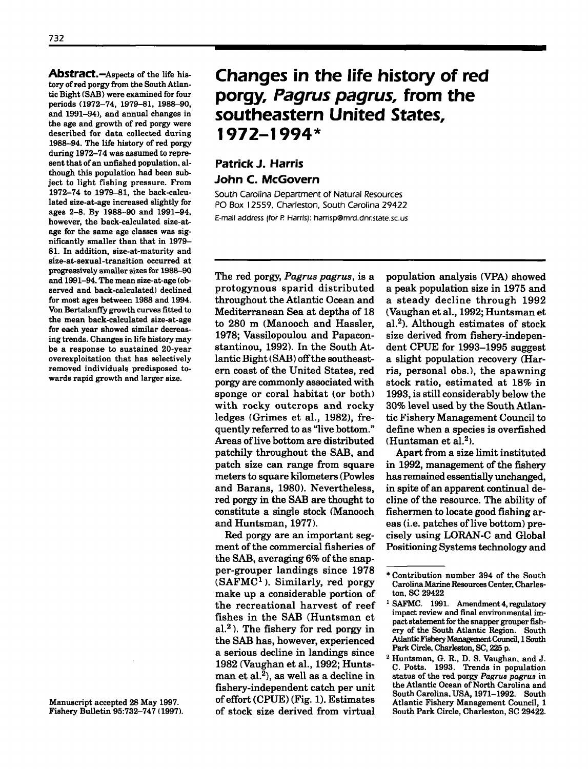# Changes in the life history of red porgy, *Pagrus pagrus*, from the southeastern United States, 1972–1994*

**Patrick J. Harris**

**John C. McGovern**

South Carolina Department of Natural Resources
PO Box 12559, Charleston, South Carolina 29422
E-mail address (for P. Harris): harrisp@mrd.dnr.state.sc.us

**Abstract.**—Aspects of the life history of red porgy from the South Atlantic Bight (SAB) were examined for four periods (1972–74, 1979–81, 1988–90, and 1991–94), and annual changes in the age and growth of red porgy were described for data collected during 1988–94. The life history of red porgy during 1972–74 was assumed to represent that of an unfished population, although this population had been subject to light fishing pressure. From 1972–74 to 1979–81, the back-calculated size-at-age increased slightly for ages 2–8. By 1988–90 and 1991–94, however, the back-calculated size-at-age for the same age classes was significantly smaller than that in 1979–81. In addition, size-at-maturity and size-at-sexual-transition occurred at progressively smaller sizes for 1988–90 and 1991–94. The mean size-at-age (observed and back-calculated) declined for most ages between 1988 and 1994. Von Bertalanffy growth curves fitted to the mean back-calculated size-at-age for each year showed similar decreasing trends. Changes in life history may be a response to sustained 20-year overexploitation that has selectively removed individuals predisposed towards rapid growth and larger size.

Manuscript accepted 28 May 1997.
Fishery Bulletin 95:732–747 (1997).

The red porgy, *Pagrus pagrus*, is a protogynous sparid distributed throughout the Atlantic Ocean and Mediterranean Sea at depths of 18 to 280 m (Manooch and Hassler, 1978; Vassilopoulou and Papaconstantinou, 1992). In the South Atlantic Bight (SAB) off the southeastern coast of the United States, red porgy are commonly associated with sponge or coral habitat (or both) with rocky outcrops and rocky ledges (Grimes et al., 1982), frequently referred to as "live bottom." Areas of live bottom are distributed patchily throughout the SAB, and patch size can range from square meters to square kilometers (Powles and Barans, 1980). Nevertheless, red porgy in the SAB are thought to constitute a single stock (Manooch and Huntsman, 1977).

Red porgy are an important segment of the commercial fisheries of the SAB, averaging 6% of the snapper-grouper landings since 1978 (SAFMC[1]). Similarly, red porgy make up a considerable portion of the recreational harvest of reef fishes in the SAB (Huntsman et al.[2]). The fishery for red porgy in the SAB has, however, experienced a serious decline in landings since 1982 (Vaughan et al., 1992; Huntsman et al.[2]), as well as a decline in fishery-independent catch per unit of effort (CPUE) (Fig. 1). Estimates of stock size derived from virtual population analysis (VPA) showed a peak population size in 1975 and a steady decline through 1992 (Vaughan et al., 1992; Huntsman et al.[2]). Although estimates of stock size derived from fishery-independent CPUE for 1993–1995 suggest a slight population recovery (Harris, personal obs.), the spawning stock ratio, estimated at 18% in 1993, is still considerably below the 30% level used by the South Atlantic Fishery Management Council to define when a species is overfished (Huntsman et al.[2]).

Apart from a size limit instituted in 1992, management of the fishery has remained essentially unchanged, in spite of an apparent continual decline of the resource. The ability of fishermen to locate good fishing areas (i.e. patches of live bottom) precisely using LORAN-C and Global Positioning Systems technology and

---

\* Contribution number 394 of the South Carolina Marine Resources Center, Charleston, SC 29422

[1] SAFMC. 1991. Amendment 4, regulatory impact review and final environmental impact statement for the snapper grouper fishery of the South Atlantic Region. South Atlantic Fishery Management Council, 1 South Park Circle, Charleston, SC, 225 p.

[2] Huntsman, G. R., D. S. Vaughan, and J. C. Potts. 1993. Trends in population status of the red porgy *Pagrus pagrus* in the Atlantic Ocean of North Carolina and South Carolina, USA, 1971–1992. South Atlantic Fishery Management Council, 1 South Park Circle, Charleston, SC 29422.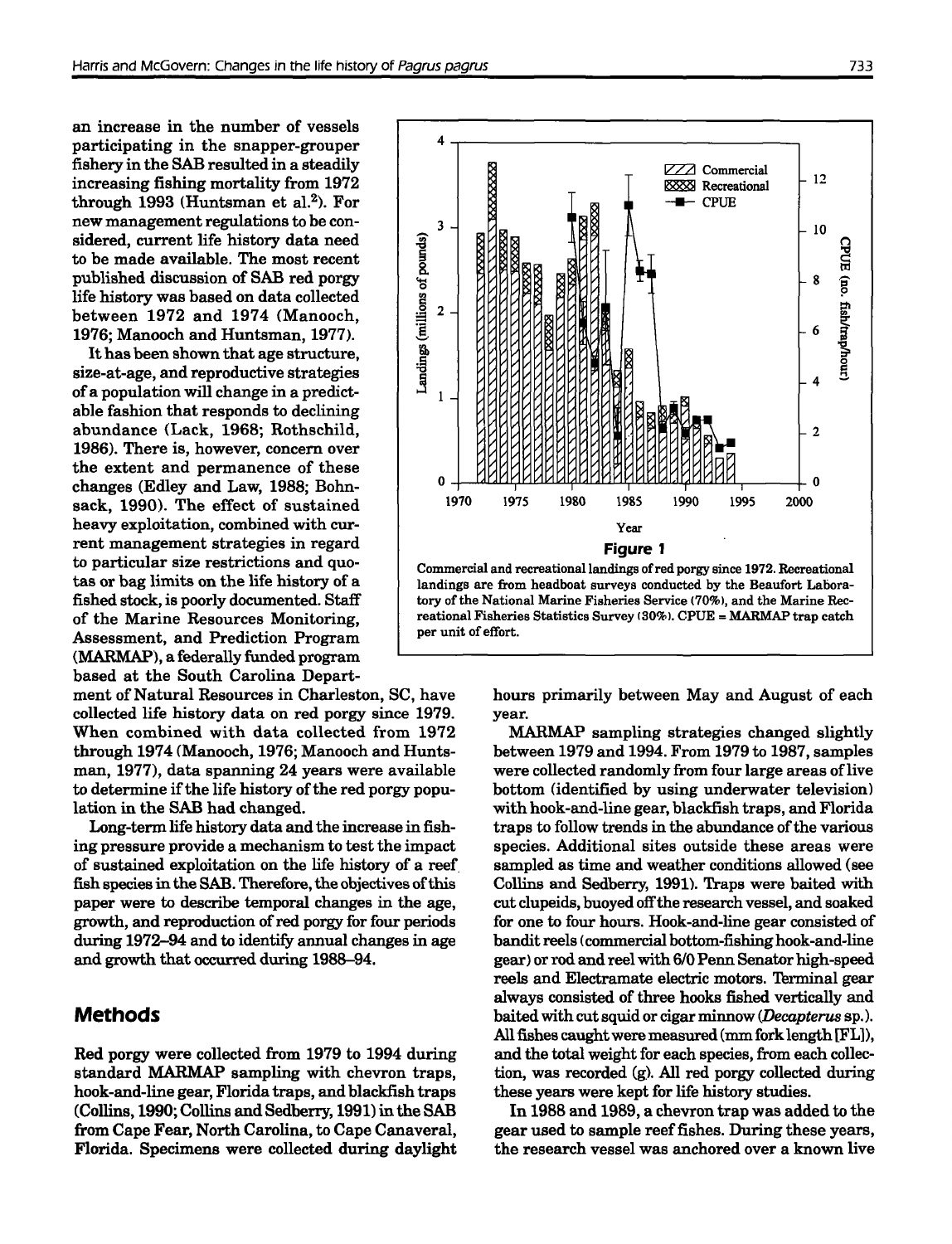an increase in the number of vessels participating in the snapper-grouper fishery in the SAB resulted in a steadily increasing fishing mortality from 1972 through 1993 (Huntsman et al.[2]). For new management regulations to be considered, current life history data need to be made available. The most recent published discussion of SAB red porgy life history was based on data collected between 1972 and 1974 (Manooch, 1976; Manooch and Huntsman, 1977).

It has been shown that age structure, size-at-age, and reproductive strategies of a population will change in a predictable fashion that responds to declining abundance (Lack, 1968; Rothschild, 1986). There is, however, concern over the extent and permanence of these changes (Edley and Law, 1988; Bohnsack, 1990). The effect of sustained heavy exploitation, combined with current management strategies in regard to particular size restrictions and quotas or bag limits on the life history of a fished stock, is poorly documented. Staff of the Marine Resources Monitoring, Assessment, and Prediction Program (MARMAP), a federally funded program based at the South Carolina Department of Natural Resources in Charleston, SC, have collected life history data on red porgy since 1979. When combined with data collected from 1972 through 1974 (Manooch, 1976; Manooch and Huntsman, 1977), data spanning 24 years were available to determine if the life history of the red porgy population in the SAB had changed.

Long-term life history data and the increase in fishing pressure provide a mechanism to test the impact of sustained exploitation on the life history of a reef fish species in the SAB. Therefore, the objectives of this paper were to describe temporal changes in the age, growth, and reproduction of red porgy for four periods during 1972–94 and to identify annual changes in age and growth that occurred during 1988–94.

**Figure 1**

Commercial and recreational landings of red porgy since 1972. Recreational landings are from headboat surveys conducted by the Beaufort Laboratory of the National Marine Fisheries Service (70%), and the Marine Recreational Fisheries Statistics Survey (30%). CPUE = MARMAP trap catch per unit of effort.

## Methods

Red porgy were collected from 1979 to 1994 during standard MARMAP sampling with chevron traps, hook-and-line gear, Florida traps, and blackfish traps (Collins, 1990; Collins and Sedberry, 1991) in the SAB from Cape Fear, North Carolina, to Cape Canaveral, Florida. Specimens were collected during daylight hours primarily between May and August of each year.

MARMAP sampling strategies changed slightly between 1979 and 1994. From 1979 to 1987, samples were collected randomly from four large areas of live bottom (identified by using underwater television) with hook-and-line gear, blackfish traps, and Florida traps to follow trends in the abundance of the various species. Additional sites outside these areas were sampled as time and weather conditions allowed (see Collins and Sedberry, 1991). Traps were baited with cut clupeids, buoyed off the research vessel, and soaked for one to four hours. Hook-and-line gear consisted of bandit reels (commercial bottom-fishing hook-and-line gear) or rod and reel with 6/0 Penn Senator high-speed reels and Electramate electric motors. Terminal gear always consisted of three hooks fished vertically and baited with cut squid or cigar minnow (*Decapterus* sp.). All fishes caught were measured (mm fork length [FL]), and the total weight for each species, from each collection, was recorded (g). All red porgy collected during these years were kept for life history studies.

In 1988 and 1989, a chevron trap was added to the gear used to sample reef fishes. During these years, the research vessel was anchored over a known live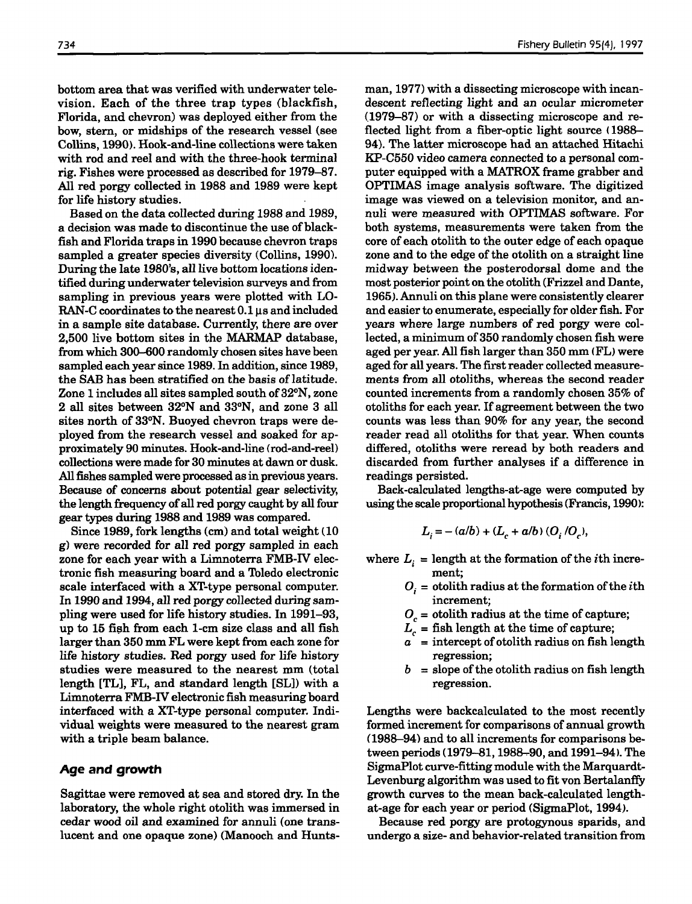bottom area that was verified with underwater television. Each of the three trap types (blackfish, Florida, and chevron) was deployed either from the bow, stern, or midships of the research vessel (see Collins, 1990). Hook-and-line collections were taken with rod and reel and with the three-hook terminal rig. Fishes were processed as described for 1979–87. All red porgy collected in 1988 and 1989 were kept for life history studies.

Based on the data collected during 1988 and 1989, a decision was made to discontinue the use of blackfish and Florida traps in 1990 because chevron traps sampled a greater species diversity (Collins, 1990). During the late 1980's, all live bottom locations identified during underwater television surveys and from sampling in previous years were plotted with LORAN-C coordinates to the nearest 0.1 μs and included in a sample site database. Currently, there are over 2,500 live bottom sites in the MARMAP database, from which 300–600 randomly chosen sites have been sampled each year since 1989. In addition, since 1989, the SAB has been stratified on the basis of latitude. Zone 1 includes all sites sampled south of 32°N, zone 2 all sites between 32°N and 33°N, and zone 3 all sites north of 33°N. Buoyed chevron traps were deployed from the research vessel and soaked for approximately 90 minutes. Hook-and-line (rod-and-reel) collections were made for 30 minutes at dawn or dusk. All fishes sampled were processed as in previous years. Because of concerns about potential gear selectivity, the length frequency of all red porgy caught by all four gear types during 1988 and 1989 was compared.

Since 1989, fork lengths (cm) and total weight (10 g) were recorded for all red porgy sampled in each zone for each year with a Limnoterra FMB-IV electronic fish measuring board and a Toledo electronic scale interfaced with a XT-type personal computer. In 1990 and 1994, all red porgy collected during sampling were used for life history studies. In 1991–93, up to 15 fish from each 1-cm size class and all fish larger than 350 mm FL were kept from each zone for life history studies. Red porgy used for life history studies were measured to the nearest mm (total length [TL], FL, and standard length [SL]) with a Limnoterra FMB-IV electronic fish measuring board interfaced with a XT-type personal computer. Individual weights were measured to the nearest gram with a triple beam balance.

## Age and growth

Sagittae were removed at sea and stored dry. In the laboratory, the whole right otolith was immersed in cedar wood oil and examined for annuli (one translucent and one opaque zone) (Manooch and Huntsman, 1977) with a dissecting microscope with incandescent reflecting light and an ocular micrometer (1979–87) or with a dissecting microscope and reflected light from a fiber-optic light source (1988–94). The latter microscope had an attached Hitachi KP-C550 video camera connected to a personal computer equipped with a MATROX frame grabber and OPTIMAS image analysis software. The digitized image was viewed on a television monitor, and annuli were measured with OPTIMAS software. For both systems, measurements were taken from the core of each otolith to the outer edge of each opaque zone and to the edge of the otolith on a straight line midway between the posterodorsal dome and the most posterior point on the otolith (Frizzel and Dante, 1965). Annuli on this plane were consistently clearer and easier to enumerate, especially for older fish. For years where large numbers of red porgy were collected, a minimum of 350 randomly chosen fish were aged per year. All fish larger than 350 mm (FL) were aged for all years. The first reader collected measurements from all otoliths, whereas the second reader counted increments from a randomly chosen 35% of otoliths for each year. If agreement between the two counts was less than 90% for any year, the second reader read all otoliths for that year. When counts differed, otoliths were reread by both readers and discarded from further analyses if a difference in readings persisted.

Back-calculated lengths-at-age were computed by using the scale proportional hypothesis (Francis, 1990):

$$L_i = -(a/b) + (L_c + a/b)(O_i/O_c),$$

where $L_i$ = length at the formation of the $i$th increment;
$O_i$ = otolith radius at the formation of the $i$th increment;
$O_c$ = otolith radius at the time of capture;
$L_c$ = fish length at the time of capture;
$a$ = intercept of otolith radius on fish length regression;
$b$ = slope of the otolith radius on fish length regression.

Lengths were backcalculated to the most recently formed increment for comparisons of annual growth (1988–94) and to all increments for comparisons between periods (1979–81, 1988–90, and 1991–94). The SigmaPlot curve-fitting module with the Marquardt-Levenburg algorithm was used to fit von Bertalanffy growth curves to the mean back-calculated length-at-age for each year or period (SigmaPlot, 1994).

Because red porgy are protogynous sparids, and undergo a size- and behavior-related transition from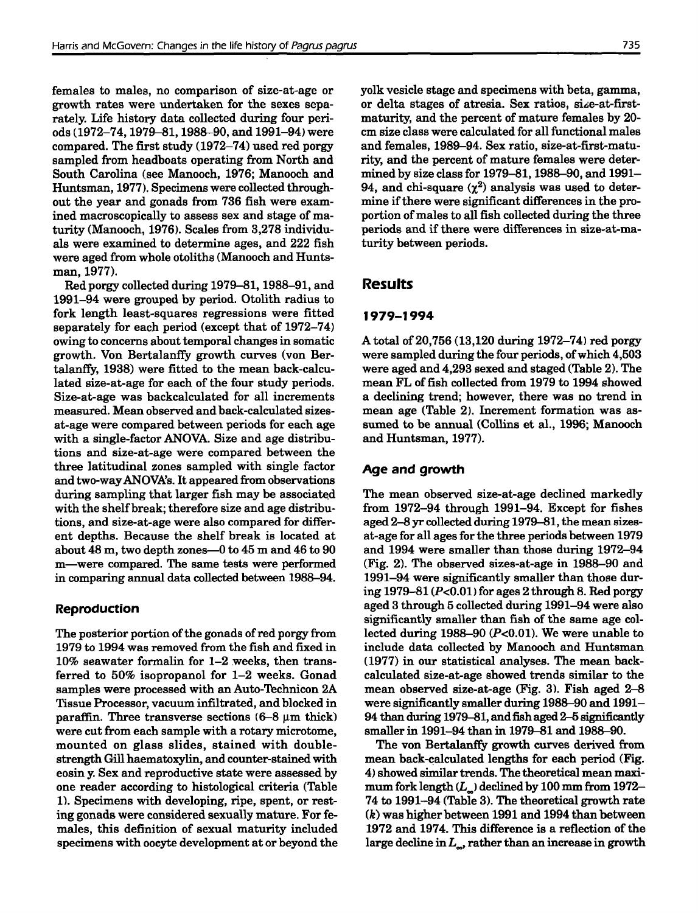females to males, no comparison of size-at-age or growth rates were undertaken for the sexes separately. Life history data collected during four periods (1972–74, 1979–81, 1988–90, and 1991–94) were compared. The first study (1972–74) used red porgy sampled from headboats operating from North and South Carolina (see Manooch, 1976; Manooch and Huntsman, 1977). Specimens were collected throughout the year and gonads from 736 fish were examined macroscopically to assess sex and stage of maturity (Manooch, 1976). Scales from 3,278 individuals were examined to determine ages, and 222 fish were aged from whole otoliths (Manooch and Huntsman, 1977).

Red porgy collected during 1979–81, 1988–91, and 1991–94 were grouped by period. Otolith radius to fork length least-squares regressions were fitted separately for each period (except that of 1972–74) owing to concerns about temporal changes in somatic growth. Von Bertalanffy growth curves (von Bertalanffy, 1938) were fitted to the mean back-calculated size-at-age for each of the four study periods. Size-at-age was backcalculated for all increments measured. Mean observed and back-calculated sizes-at-age were compared between periods for each age with a single-factor ANOVA. Size and age distributions and size-at-age were compared between the three latitudinal zones sampled with single factor and two-way ANOVA's. It appeared from observations during sampling that larger fish may be associated with the shelf break; therefore size and age distributions, and size-at-age were also compared for different depths. Because the shelf break is located at about 48 m, two depth zones—0 to 45 m and 46 to 90 m—were compared. The same tests were performed in comparing annual data collected between 1988–94.

### Reproduction

The posterior portion of the gonads of red porgy from 1979 to 1994 was removed from the fish and fixed in 10% seawater formalin for 1–2 weeks, then transferred to 50% isopropanol for 1–2 weeks. Gonad samples were processed with an Auto-Technicon 2A Tissue Processor, vacuum infiltrated, and blocked in paraffin. Three transverse sections (6–8 μm thick) were cut from each sample with a rotary microtome, mounted on glass slides, stained with double-strength Gill haematoxylin, and counter-stained with eosin y. Sex and reproductive state were assessed by one reader according to histological criteria (Table 1). Specimens with developing, ripe, spent, or resting gonads were considered sexually mature. For females, this definition of sexual maturity included specimens with oocyte development at or beyond the yolk vesicle stage and specimens with beta, gamma, or delta stages of atresia. Sex ratios, size-at-first-maturity, and the percent of mature females by 20-cm size class were calculated for all functional males and females, 1989–94. Sex ratio, size-at-first-maturity, and the percent of mature females were determined by size class for 1979–81, 1988–90, and 1991–94, and chi-square ($\chi^2$) analysis was used to determine if there were significant differences in the proportion of males to all fish collected during the three periods and if there were differences in size-at-maturity between periods.

## Results

### 1979–1994

A total of 20,756 (13,120 during 1972–74) red porgy were sampled during the four periods, of which 4,503 were aged and 4,293 sexed and staged (Table 2). The mean FL of fish collected from 1979 to 1994 showed a declining trend; however, there was no trend in mean age (Table 2). Increment formation was assumed to be annual (Collins et al., 1996; Manooch and Huntsman, 1977).

### Age and growth

The mean observed size-at-age declined markedly from 1972–94 through 1991–94. Except for fishes aged 2–8 yr collected during 1979–81, the mean sizes-at-age for all ages for the three periods between 1979 and 1994 were smaller than those during 1972–94 (Fig. 2). The observed sizes-at-age in 1988–90 and 1991–94 were significantly smaller than those during 1979–81 ($P<0.01$) for ages 2 through 8. Red porgy aged 3 through 5 collected during 1991–94 were also significantly smaller than fish of the same age collected during 1988–90 ($P<0.01$). We were unable to include data collected by Manooch and Huntsman (1977) in our statistical analyses. The mean back-calculated size-at-age showed trends similar to the mean observed size-at-age (Fig. 3). Fish aged 2–8 were significantly smaller during 1988–90 and 1991–94 than during 1979–81, and fish aged 2–5 significantly smaller in 1991–94 than in 1979–81 and 1988–90.

The von Bertalanffy growth curves derived from mean back-calculated lengths for each period (Fig. 4) showed similar trends. The theoretical mean maximum fork length ($L_\infty$) declined by 100 mm from 1972–74 to 1991–94 (Table 3). The theoretical growth rate ($k$) was higher between 1991 and 1994 than between 1972 and 1974. This difference is a reflection of the large decline in $L_\infty$, rather than an increase in growth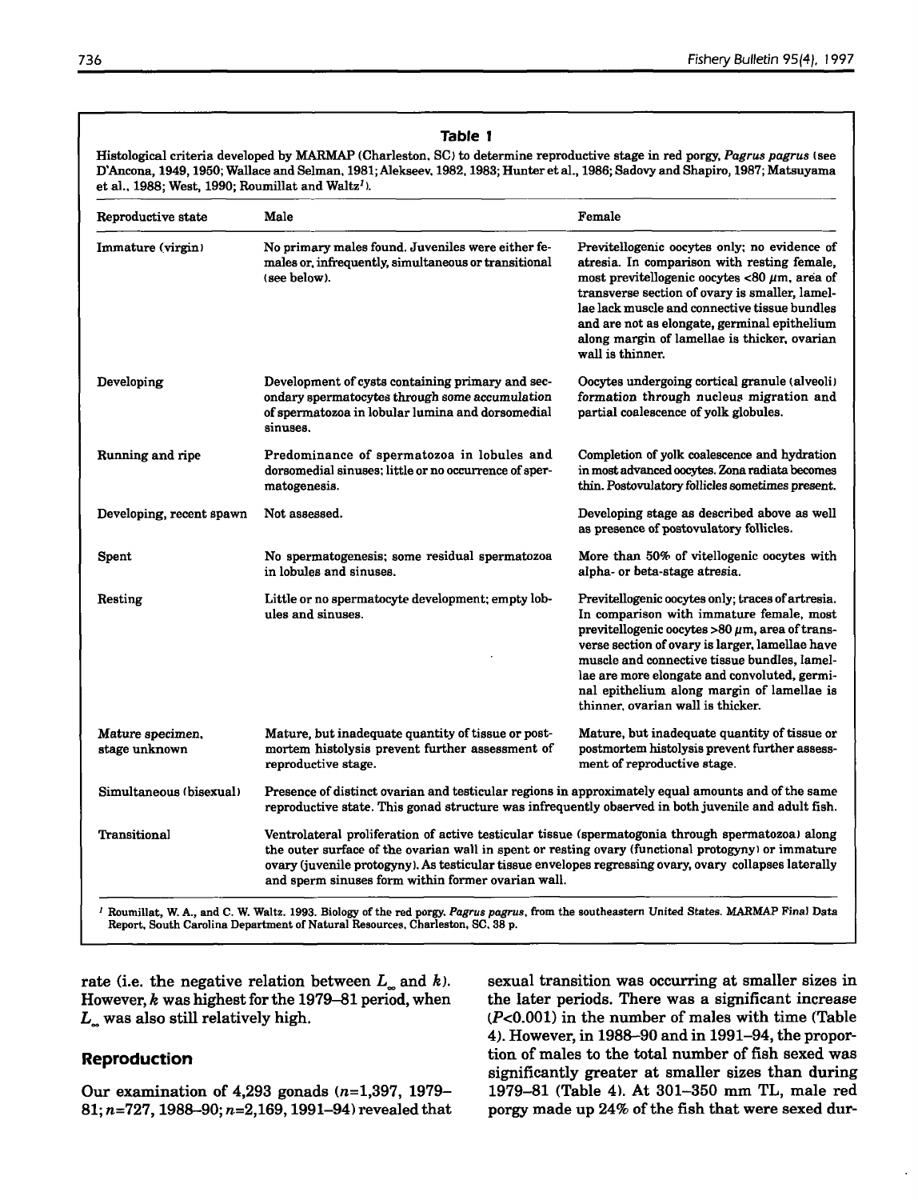**Table 1**

Histological criteria developed by MARMAP (Charleston, SC) to determine reproductive stage in red porgy, *Pagrus pagrus* (see D'Ancona, 1949, 1950; Wallace and Selman, 1981; Alekseev, 1982, 1983; Hunter et al., 1986; Sadovy and Shapiro, 1987; Matsuyama et al., 1988; West, 1990; Roumillat and Waltz[1]).

| Reproductive state | Male | Female |
|---|---|---|
| Immature (virgin) | No primary males found. Juveniles were either females or, infrequently, simultaneous or transitional (see below). | Previtellogenic oocytes only; no evidence of atresia. In comparison with resting female, most previtellogenic oocytes <80 μm, area of transverse section of ovary is smaller, lamellae lack muscle and connective tissue bundles and are not as elongate, germinal epithelium along margin of lamellae is thicker, ovarian wall is thinner. |
| Developing | Development of cysts containing primary and secondary spermatocytes through some accumulation of spermatozoa in lobular lumina and dorsomedial sinuses. | Oocytes undergoing cortical granule (alveoli) formation through nucleus migration and partial coalescence of yolk globules. |
| Running and ripe | Predominance of spermatozoa in lobules and dorsomedial sinuses; little or no occurrence of spermatogenesis. | Completion of yolk coalescence and hydration in most advanced oocytes. Zona radiata becomes thin. Postovulatory follicles sometimes present. |
| Developing, recent spawn | Not assessed. | Developing stage as described above as well as presence of postovulatory follicles. |
| Spent | No spermatogenesis; some residual spermatozoa in lobules and sinuses. | More than 50% of vitellogenic oocytes with alpha- or beta-stage atresia. |
| Resting | Little or no spermatocyte development; empty lobules and sinuses. | Previtellogenic oocytes only; traces of artresia. In comparison with immature female, most previtellogenic oocytes >80 μm, area of transverse section of ovary is larger, lamellae have muscle and connective tissue bundles, lamellae are more elongate and convoluted, germinal epithelium along margin of lamellae is thinner, ovarian wall is thicker. |
| Mature specimen, stage unknown | Mature, but inadequate quantity of tissue or postmortem histolysis prevent further assessment of reproductive stage. | Mature, but inadequate quantity of tissue or postmortem histolysis prevent further assessment of reproductive stage. |
| Simultaneous (bisexual) | Presence of distinct ovarian and testicular regions in approximately equal amounts and of the same reproductive state. This gonad structure was infrequently observed in both juvenile and adult fish. | |
| Transitional | Ventrolateral proliferation of active testicular tissue (spermatogonia through spermatozoa) along the outer surface of the ovarian wall in spent or resting ovary (functional protogyny) or immature ovary (juvenile protogyny). As testicular tissue envelopes regressing ovary, ovary collapses laterally and sperm sinuses form within former ovarian wall. | |

[1] Roumillat, W. A., and C. W. Waltz. 1993. Biology of the red porgy, *Pagrus pagrus*, from the southeastern United States. MARMAP Final Data Report, South Carolina Department of Natural Resources, Charleston, SC, 38 p.

rate (i.e. the negative relation between $L_\infty$ and $k$). However, $k$ was highest for the 1979–81 period, when $L_\infty$ was also still relatively high.

## Reproduction

Our examination of 4,293 gonads ($n$=1,397, 1979–81; $n$=727, 1988–90; $n$=2,169, 1991–94) revealed that sexual transition was occurring at smaller sizes in the later periods. There was a significant increase ($P$<0.001) in the number of males with time (Table 4). However, in 1988–90 and in 1991–94, the proportion of males to the total number of fish sexed was significantly greater at smaller sizes than during 1979–81 (Table 4). At 301–350 mm TL, male red porgy made up 24% of the fish that were sexed dur-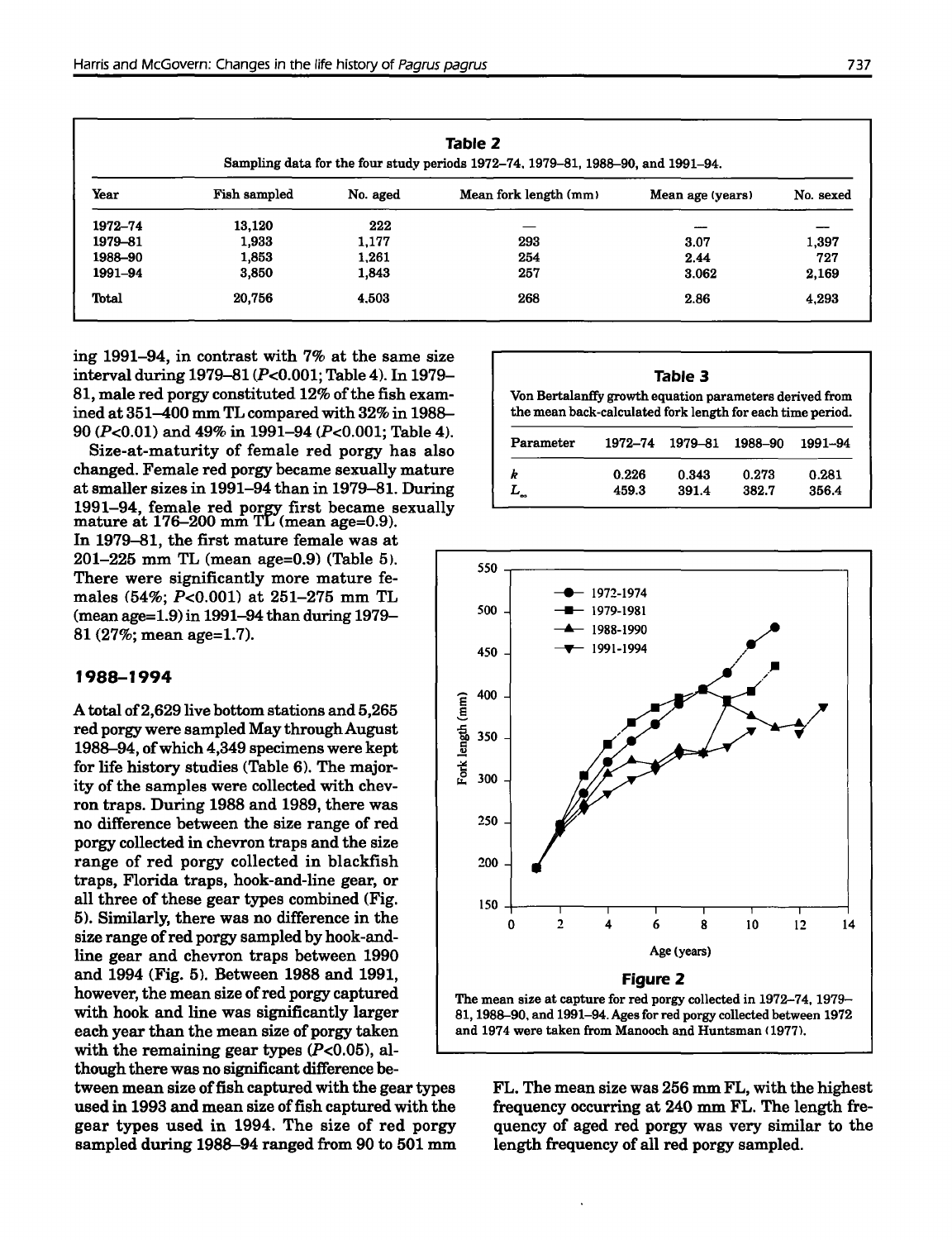**Table 2**

Sampling data for the four study periods 1972–74, 1979–81, 1988–90, and 1991–94.

| Year | Fish sampled | No. aged | Mean fork length (mm) | Mean age (years) | No. sexed |
|---|---|---|---|---|---|
| 1972–74 | 13,120 | 222 | — | — | — |
| 1979–81 | 1,933 | 1,177 | 293 | 3.07 | 1,397 |
| 1988–90 | 1,853 | 1,261 | 254 | 2.44 | 727 |
| 1991–94 | 3,850 | 1,843 | 257 | 3.062 | 2,169 |
| Total | 20,756 | 4,503 | 268 | 2.86 | 4,293 |

ing 1991–94, in contrast with 7% at the same size interval during 1979–81 ($P<0.001$; Table 4). In 1979–81, male red porgy constituted 12% of the fish examined at 351–400 mm TL compared with 32% in 1988–90 ($P<0.01$) and 49% in 1991–94 ($P<0.001$; Table 4).

Size-at-maturity of female red porgy has also changed. Female red porgy became sexually mature at smaller sizes in 1991–94 than in 1979–81. During 1991–94, female red porgy first became sexually mature at 176–200 mm TL (mean age=0.9). In 1979–81, the first mature female was at 201–225 mm TL (mean age=0.9) (Table 5). There were significantly more mature females (54%; $P<0.001$) at 251–275 mm TL (mean age=1.9) in 1991–94 than during 1979–81 (27%; mean age=1.7).

**Table 3**

Von Bertalanffy growth equation parameters derived from the mean back-calculated fork length for each time period.

| Parameter | 1972–74 | 1979–81 | 1988–90 | 1991–94 |
|---|---|---|---|---|
| $k$ | 0.226 | 0.343 | 0.273 | 0.281 |
| $L_\infty$ | 459.3 | 391.4 | 382.7 | 356.4 |

**Figure 2**

The mean size at capture for red porgy collected in 1972–74, 1979–81, 1988–90, and 1991–94. Ages for red porgy collected between 1972 and 1974 were taken from Manooch and Huntsman (1977).

### 1988–1994

A total of 2,629 live bottom stations and 5,265 red porgy were sampled May through August 1988–94, of which 4,349 specimens were kept for life history studies (Table 6). The majority of the samples were collected with chevron traps. During 1988 and 1989, there was no difference between the size range of red porgy collected in chevron traps and the size range of red porgy collected in blackfish traps, Florida traps, hook-and-line gear, or all three of these gear types combined (Fig. 5). Similarly, there was no difference in the size range of red porgy sampled by hook-and-line gear and chevron traps between 1990 and 1994 (Fig. 5). Between 1988 and 1991, however, the mean size of red porgy captured with hook and line was significantly larger each year than the mean size of porgy taken with the remaining gear types ($P<0.05$), although there was no significant difference between mean size of fish captured with the gear types used in 1993 and mean size of fish captured with the gear types used in 1994. The size of red porgy sampled during 1988–94 ranged from 90 to 501 mm FL. The mean size was 256 mm FL, with the highest frequency occurring at 240 mm FL. The length frequency of aged red porgy was very similar to the length frequency of all red porgy sampled.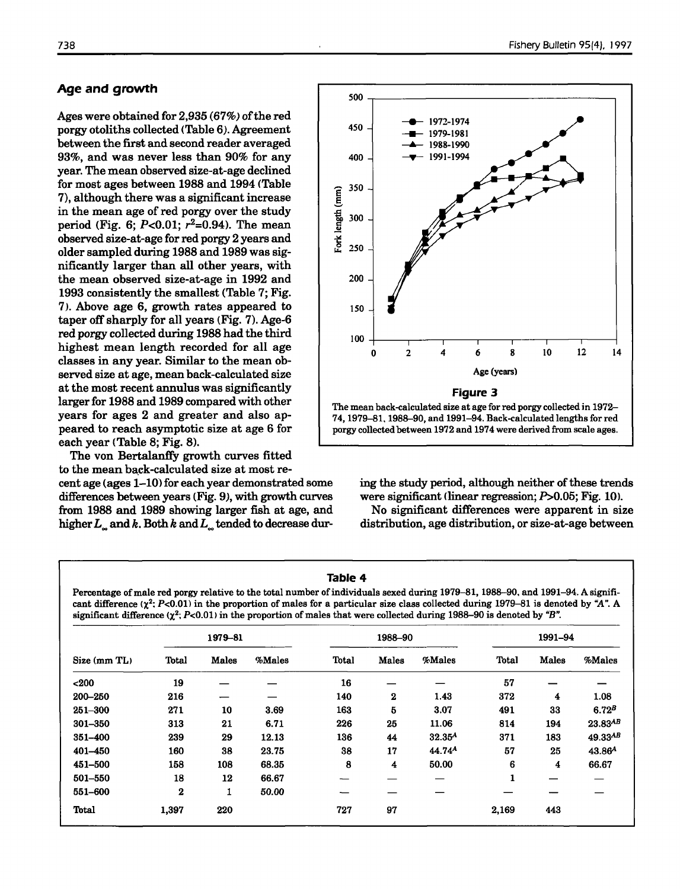## Age and growth

Ages were obtained for 2,935 (67%) of the red porgy otoliths collected (Table 6). Agreement between the first and second reader averaged 93%, and was never less than 90% for any year. The mean observed size-at-age declined for most ages between 1988 and 1994 (Table 7), although there was a significant increase in the mean age of red porgy over the study period (Fig. 6; $P<0.01$; $r^2=0.94$). The mean observed size-at-age for red porgy 2 years and older sampled during 1988 and 1989 was significantly larger than all other years, with the mean observed size-at-age in 1992 and 1993 consistently the smallest (Table 7; Fig. 7). Above age 6, growth rates appeared to taper off sharply for all years (Fig. 7). Age-6 red porgy collected during 1988 had the third highest mean length recorded for all age classes in any year. Similar to the mean observed size at age, mean back-calculated size at the most recent annulus was significantly larger for 1988 and 1989 compared with other years for ages 2 and greater and also appeared to reach asymptotic size at age 6 for each year (Table 8; Fig. 8).

The von Bertalanffy growth curves fitted to the mean back-calculated size at most recent age (ages 1–10) for each year demonstrated some differences between years (Fig. 9), with growth curves from 1988 and 1989 showing larger fish at age, and higher $L_\infty$ and $k$. Both $k$ and $L_\infty$ tended to decrease during the study period, although neither of these trends were significant (linear regression; $P>0.05$; Fig. 10).

No significant differences were apparent in size distribution, age distribution, or size-at-age between

**Figure 3**

The mean back-calculated size at age for red porgy collected in 1972–74, 1979–81, 1988–90, and 1991–94. Back-calculated lengths for red porgy collected between 1972 and 1974 were derived from scale ages.

**Table 4**

Percentage of male red porgy relative to the total number of individuals sexed during 1979–81, 1988–90, and 1991–94. A significant difference ($\chi^2$; $P<0.01$) in the proportion of males for a particular size class collected during 1979–81 is denoted by "A". A significant difference ($\chi^2$; $P<0.01$) in the proportion of males that were collected during 1988–90 is denoted by "B".

| | 1979–81 | | | 1988–90 | | | 1991–94 | | |
|---|---|---|---|---|---|---|---|---|---|
| Size (mm TL) | Total | Males | %Males | Total | Males | %Males | Total | Males | %Males |
| <200 | 19 | — | — | 16 | — | — | 57 | — | — |
| 200–250 | 216 | — | — | 140 | 2 | 1.43 | 372 | 4 | 1.08 |
| 251–300 | 271 | 10 | 3.69 | 163 | 5 | 3.07 | 491 | 33 | 6.72$^B$ |
| 301–350 | 313 | 21 | 6.71 | 226 | 25 | 11.06 | 814 | 194 | 23.83$^{AB}$ |
| 351–400 | 239 | 29 | 12.13 | 136 | 44 | 32.35$^A$ | 371 | 183 | 49.33$^{AB}$ |
| 401–450 | 160 | 38 | 23.75 | 38 | 17 | 44.74$^A$ | 57 | 25 | 43.86$^A$ |
| 451–500 | 158 | 108 | 68.35 | 8 | 4 | 50.00 | 6 | 4 | 66.67 |
| 501–550 | 18 | 12 | 66.67 | — | — | — | 1 | — | — |
| 551–600 | 2 | 1 | 50.00 | — | — | — | — | — | — |
| Total | 1,397 | 220 | | 727 | 97 | | 2,169 | 443 | |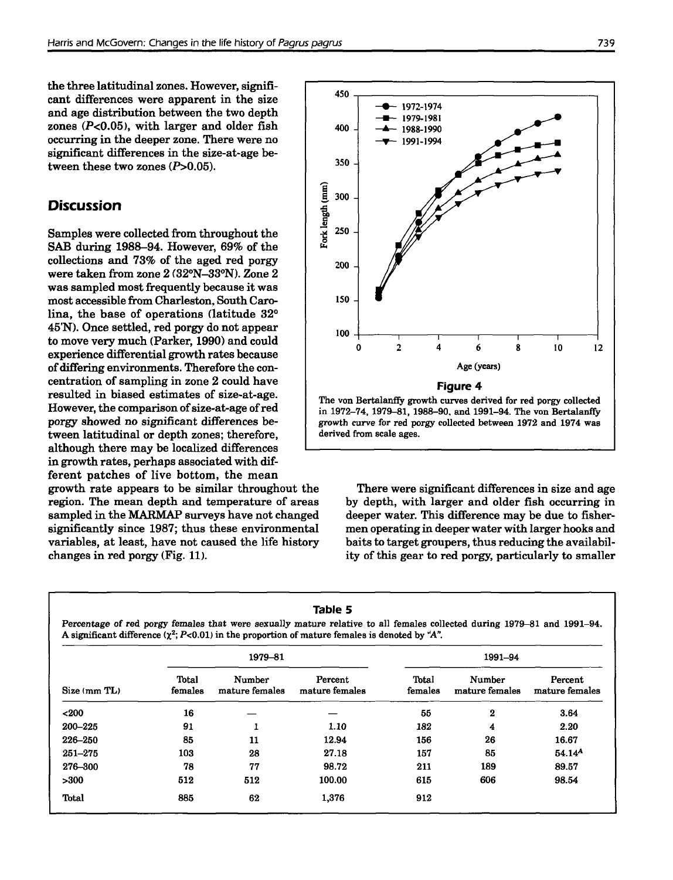the three latitudinal zones. However, significant differences were apparent in the size and age distribution between the two depth zones ($P<0.05$), with larger and older fish occurring in the deeper zone. There were no significant differences in the size-at-age between these two zones ($P>0.05$).

## Discussion

Samples were collected from throughout the SAB during 1988–94. However, 69% of the collections and 73% of the aged red porgy were taken from zone 2 (32°N–33°N). Zone 2 was sampled most frequently because it was most accessible from Charleston, South Carolina, the base of operations (latitude 32° 45'N). Once settled, red porgy do not appear to move very much (Parker, 1990) and could experience differential growth rates because of differing environments. Therefore the concentration of sampling in zone 2 could have resulted in biased estimates of size-at-age. However, the comparison of size-at-age of red porgy showed no significant differences between latitudinal or depth zones; therefore, although there may be localized differences in growth rates, perhaps associated with different patches of live bottom, the mean growth rate appears to be similar throughout the region. The mean depth and temperature of areas sampled in the MARMAP surveys have not changed significantly since 1987; thus these environmental variables, at least, have not caused the life history changes in red porgy (Fig. 11).

**Figure 4**

The von Bertalanffy growth curves derived for red porgy collected in 1972–74, 1979–81, 1988–90, and 1991–94. The von Bertalanffy growth curve for red porgy collected between 1972 and 1974 was derived from scale ages.

There were significant differences in size and age by depth, with larger and older fish occurring in deeper water. This difference may be due to fishermen operating in deeper water with larger hooks and baits to target groupers, thus reducing the availability of this gear to red porgy, particularly to smaller

**Table 5**

Percentage of red porgy females that were sexually mature relative to all females collected during 1979–81 and 1991–94. A significant difference ($\chi^2$; $P<0.01$) in the proportion of mature females is denoted by "A".

| | 1979–81 | | | 1991–94 | | |
|---|---|---|---|---|---|---|
| Size (mm TL) | Total females | Number mature females | Percent mature females | Total females | Number mature females | Percent mature females |
| <200 | 16 | — | — | 55 | 2 | 3.64 |
| 200–225 | 91 | 1 | 1.10 | 182 | 4 | 2.20 |
| 226–250 | 85 | 11 | 12.94 | 156 | 26 | 16.67 |
| 251–275 | 103 | 28 | 27.18 | 157 | 85 | 54.14[A] |
| 276–300 | 78 | 77 | 98.72 | 211 | 189 | 89.57 |
| >300 | 512 | 512 | 100.00 | 615 | 606 | 98.54 |
| Total | 885 | 62 | 1,376 | 912 | | |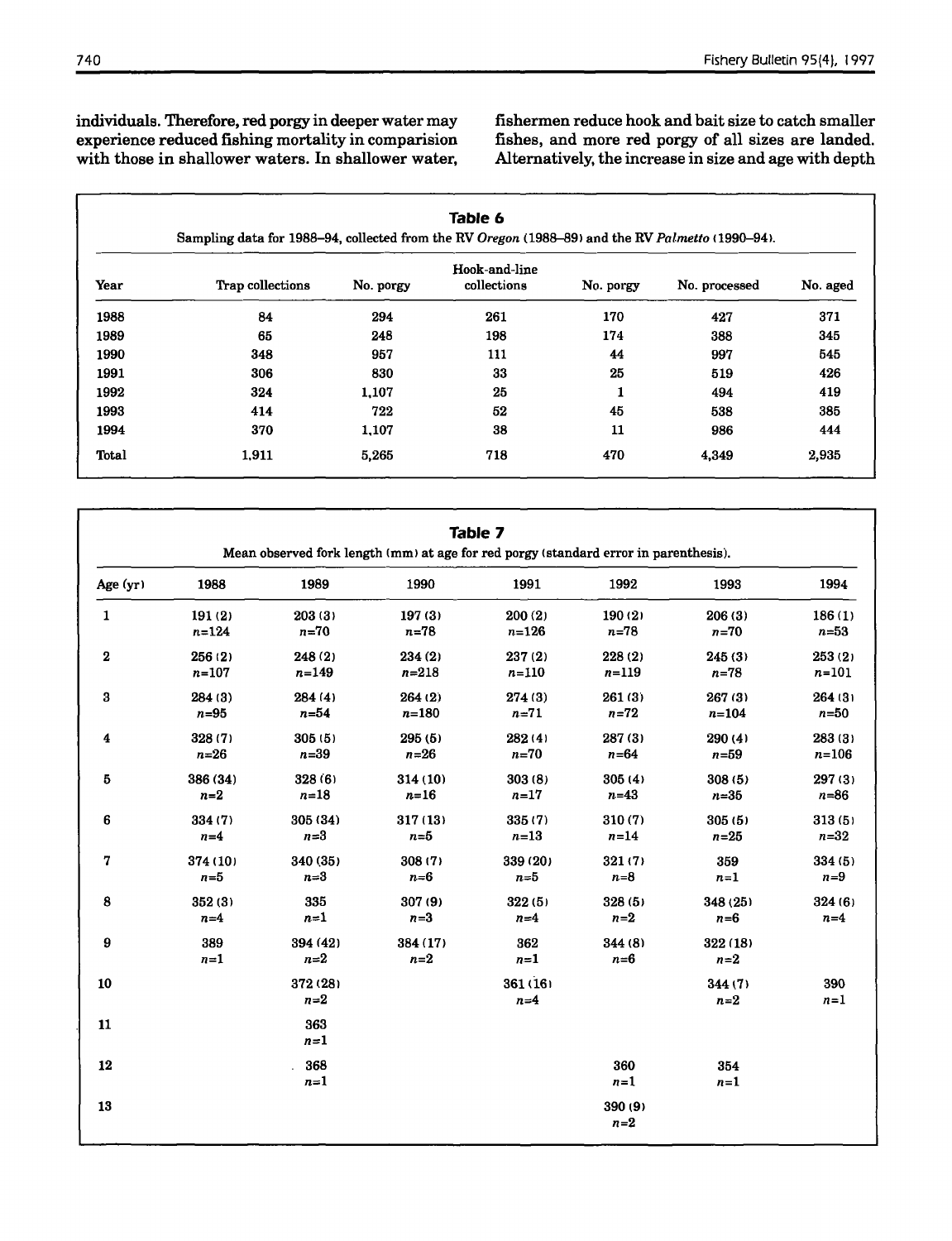individuals. Therefore, red porgy in deeper water may experience reduced fishing mortality in comparision with those in shallower waters. In shallower water, fishermen reduce hook and bait size to catch smaller fishes, and more red porgy of all sizes are landed. Alternatively, the increase in size and age with depth

**Table 6**

Sampling data for 1988–94, collected from the RV *Oregon* (1988–89) and the RV *Palmetto* (1990–94).

| Year | Trap collections | No. porgy | Hook-and-line collections | No. porgy | No. processed | No. aged |
|---|---|---|---|---|---|---|
| 1988 | 84 | 294 | 261 | 170 | 427 | 371 |
| 1989 | 65 | 248 | 198 | 174 | 388 | 345 |
| 1990 | 348 | 957 | 111 | 44 | 997 | 545 |
| 1991 | 306 | 830 | 33 | 25 | 519 | 426 |
| 1992 | 324 | 1,107 | 25 | 1 | 494 | 419 |
| 1993 | 414 | 722 | 52 | 45 | 538 | 385 |
| 1994 | 370 | 1,107 | 38 | 11 | 986 | 444 |
| Total | 1,911 | 5,265 | 718 | 470 | 4,349 | 2,935 |

**Table 7**

Mean observed fork length (mm) at age for red porgy (standard error in parenthesis).

| Age (yr) | 1988 | 1989 | 1990 | 1991 | 1992 | 1993 | 1994 |
|---|---|---|---|---|---|---|---|
| 1 | 191 (2) $n$=124 | 203 (3) $n$=70 | 197 (3) $n$=78 | 200 (2) $n$=126 | 190 (2) $n$=78 | 206 (3) $n$=70 | 186 (1) $n$=53 |
| 2 | 256 (2) $n$=107 | 248 (2) $n$=149 | 234 (2) $n$=218 | 237 (2) $n$=110 | 228 (2) $n$=119 | 245 (3) $n$=78 | 253 (2) $n$=101 |
| 3 | 284 (3) $n$=95 | 284 (4) $n$=54 | 264 (2) $n$=180 | 274 (3) $n$=71 | 261 (3) $n$=72 | 267 (3) $n$=104 | 264 (3) $n$=50 |
| 4 | 328 (7) $n$=26 | 305 (5) $n$=39 | 295 (5) $n$=26 | 282 (4) $n$=70 | 287 (3) $n$=64 | 290 (4) $n$=59 | 283 (3) $n$=106 |
| 5 | 386 (34) $n$=2 | 328 (6) $n$=18 | 314 (10) $n$=16 | 303 (8) $n$=17 | 305 (4) $n$=43 | 308 (5) $n$=35 | 297 (3) $n$=86 |
| 6 | 334 (7) $n$=4 | 305 (34) $n$=3 | 317 (13) $n$=5 | 335 (7) $n$=13 | 310 (7) $n$=14 | 305 (5) $n$=25 | 313 (5) $n$=32 |
| 7 | 374 (10) $n$=5 | 340 (35) $n$=3 | 308 (7) $n$=6 | 339 (20) $n$=5 | 321 (7) $n$=8 | 359 $n$=1 | 334 (5) $n$=9 |
| 8 | 352 (3) $n$=4 | 335 $n$=1 | 307 (9) $n$=3 | 322 (5) $n$=4 | 328 (5) $n$=2 | 348 (25) $n$=6 | 324 (6) $n$=4 |
| 9 | 389 $n$=1 | 394 (42) $n$=2 | 384 (17) $n$=2 | 362 $n$=1 | 344 (8) $n$=6 | 322 (18) $n$=2 | |
| 10 | | 372 (28) $n$=2 | | 361 (16) $n$=4 | | 344 (7) $n$=2 | 390 $n$=1 |
| 11 | | 363 $n$=1 | | | | | |
| 12 | | 368 $n$=1 | | | 360 $n$=1 | 354 $n$=1 | |
| 13 | | | | | 390 (9) $n$=2 | | |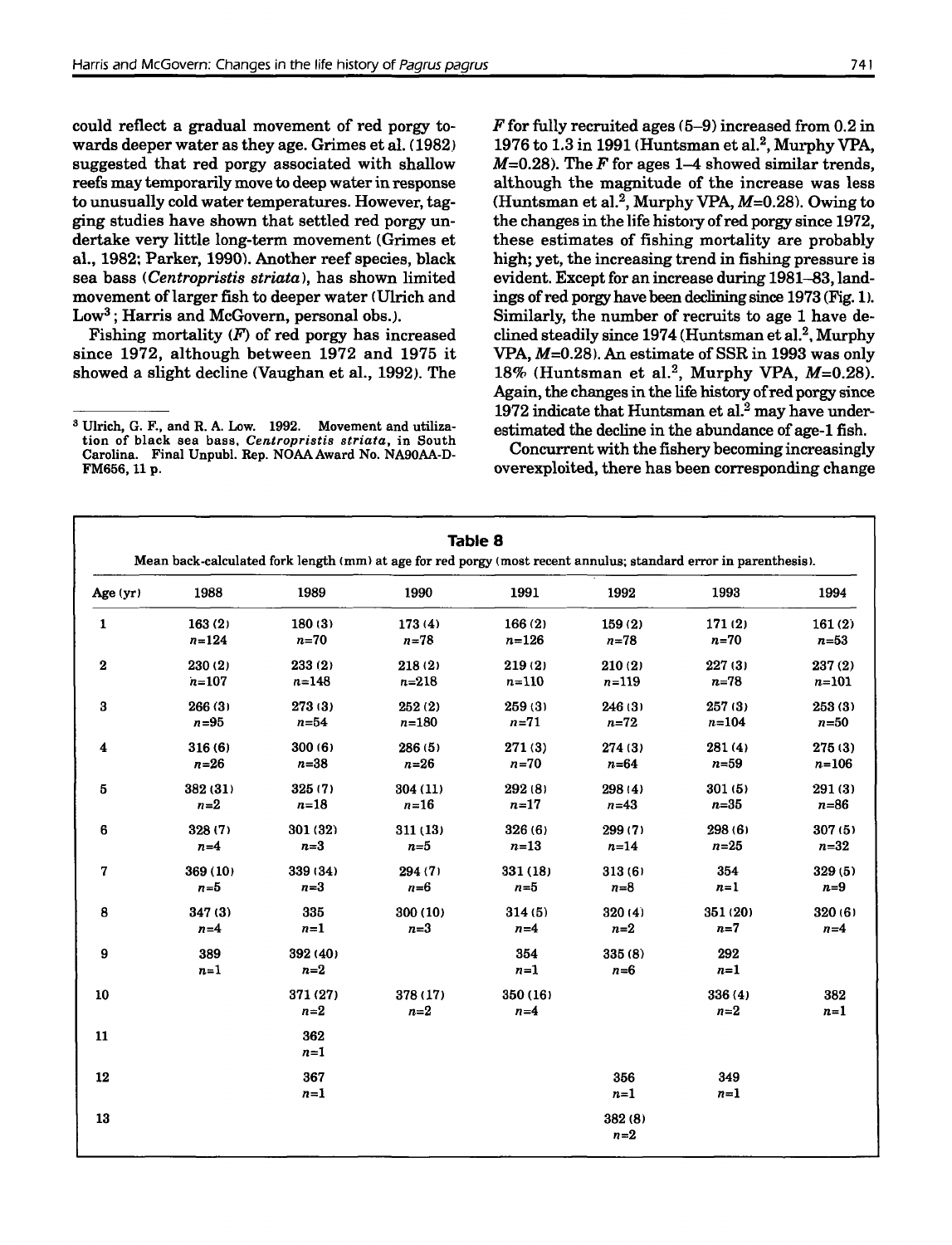could reflect a gradual movement of red porgy towards deeper water as they age. Grimes et al. (1982) suggested that red porgy associated with shallow reefs may temporarily move to deep water in response to unusually cold water temperatures. However, tagging studies have shown that settled red porgy undertake very little long-term movement (Grimes et al., 1982; Parker, 1990). Another reef species, black sea bass (*Centropristis striata*), has shown limited movement of larger fish to deeper water (Ulrich and Low[3]; Harris and McGovern, personal obs.).

Fishing mortality ($F$) of red porgy has increased since 1972, although between 1972 and 1975 it showed a slight decline (Vaughan et al., 1992). The $F$ for fully recruited ages (5–9) increased from 0.2 in 1976 to 1.3 in 1991 (Huntsman et al.[2], Murphy VPA, $M$=0.28). The $F$ for ages 1–4 showed similar trends, although the magnitude of the increase was less (Huntsman et al.[2], Murphy VPA, $M$=0.28). Owing to the changes in the life history of red porgy since 1972, these estimates of fishing mortality are probably high; yet, the increasing trend in fishing pressure is evident. Except for an increase during 1981–83, landings of red porgy have been declining since 1973 (Fig. 1). Similarly, the number of recruits to age 1 have declined steadily since 1974 (Huntsman et al.[2], Murphy VPA, $M$=0.28). An estimate of SSR in 1993 was only 18% (Huntsman et al.[2], Murphy VPA, $M$=0.28). Again, the changes in the life history of red porgy since 1972 indicate that Huntsman et al.[2] may have underestimated the decline in the abundance of age-1 fish.

Concurrent with the fishery becoming increasingly overexploited, there has been corresponding change

[3] Ulrich, G. F., and R. A. Low. 1992. Movement and utilization of black sea bass, *Centropristis striata*, in South Carolina. Final Unpubl. Rep. NOAA Award No. NA90AA-D-FM656, 11 p.

**Table 8**

Mean back-calculated fork length (mm) at age for red porgy (most recent annulus; standard error in parenthesis).

| Age (yr) | 1988 | 1989 | 1990 | 1991 | 1992 | 1993 | 1994 |
|---|---|---|---|---|---|---|---|
| 1 | 163 (2) $n$=124 | 180 (3) $n$=70 | 173 (4) $n$=78 | 166 (2) $n$=126 | 159 (2) $n$=78 | 171 (2) $n$=70 | 161 (2) $n$=53 |
| 2 | 230 (2) $n$=107 | 233 (2) $n$=148 | 218 (2) $n$=218 | 219 (2) $n$=110 | 210 (2) $n$=119 | 227 (3) $n$=78 | 237 (2) $n$=101 |
| 3 | 266 (3) $n$=95 | 273 (3) $n$=54 | 252 (2) $n$=180 | 259 (3) $n$=71 | 246 (3) $n$=72 | 257 (3) $n$=104 | 253 (3) $n$=50 |
| 4 | 316 (6) $n$=26 | 300 (6) $n$=38 | 286 (5) $n$=26 | 271 (3) $n$=70 | 274 (3) $n$=64 | 281 (4) $n$=59 | 275 (3) $n$=106 |
| 5 | 382 (31) $n$=2 | 325 (7) $n$=18 | 304 (11) $n$=16 | 292 (8) $n$=17 | 298 (4) $n$=43 | 301 (5) $n$=35 | 291 (3) $n$=86 |
| 6 | 328 (7) $n$=4 | 301 (32) $n$=3 | 311 (13) $n$=5 | 326 (6) $n$=13 | 299 (7) $n$=14 | 298 (6) $n$=25 | 307 (5) $n$=32 |
| 7 | 369 (10) $n$=5 | 339 (34) $n$=3 | 294 (7) $n$=6 | 331 (18) $n$=5 | 313 (6) $n$=8 | 354 $n$=1 | 329 (5) $n$=9 |
| 8 | 347 (3) $n$=4 | 335 $n$=1 | 300 (10) $n$=3 | 314 (5) $n$=4 | 320 (4) $n$=2 | 351 (20) $n$=7 | 320 (6) $n$=4 |
| 9 | 389 $n$=1 | 392 (40) $n$=2 | | 354 $n$=1 | 335 (8) $n$=6 | 292 $n$=1 | |
| 10 | | 371 (27) $n$=2 | 378 (17) $n$=2 | 350 (16) $n$=4 | | 336 (4) $n$=2 | 382 $n$=1 |
| 11 | | 362 $n$=1 | | | | | |
| 12 | | 367 $n$=1 | | | 356 $n$=1 | 349 $n$=1 | |
| 13 | | | | | 382 (8) $n$=2 | | |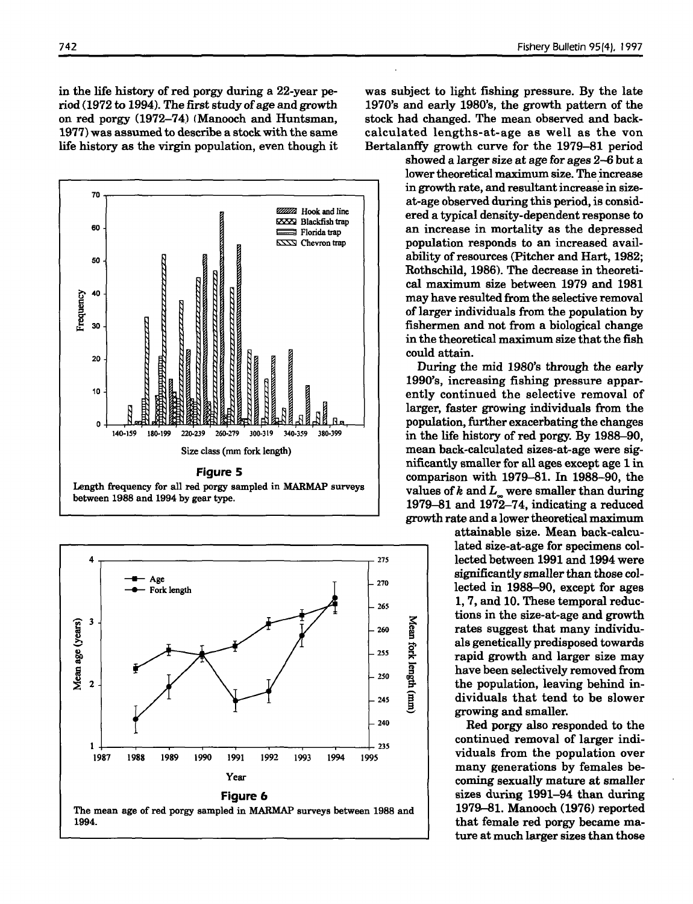in the life history of red porgy during a 22-year period (1972 to 1994). The first study of age and growth on red porgy (1972–74) (Manooch and Huntsman, 1977) was assumed to describe a stock with the same life history as the virgin population, even though it was subject to light fishing pressure. By the late 1970's and early 1980's, the growth pattern of the stock had changed. The mean observed and back-calculated lengths-at-age as well as the von Bertalanffy growth curve for the 1979–81 period showed a larger size at age for ages 2–6 but a lower theoretical maximum size. The increase in growth rate, and resultant increase in size-at-age observed during this period, is considered a typical density-dependent response to an increase in mortality as the depressed population responds to an increased availability of resources (Pitcher and Hart, 1982; Rothschild, 1986). The decrease in theoretical maximum size between 1979 and 1981 may have resulted from the selective removal of larger individuals from the population by fishermen and not from a biological change in the theoretical maximum size that the fish could attain.

**Figure 5**

Length frequency for all red porgy sampled in MARMAP surveys between 1988 and 1994 by gear type.

**Figure 6**

The mean age of red porgy sampled in MARMAP surveys between 1988 and 1994.

During the mid 1980's through the early 1990's, increasing fishing pressure apparently continued the selective removal of larger, faster growing individuals from the population, further exacerbating the changes in the life history of red porgy. By 1988–90, mean back-calculated sizes-at-age were significantly smaller for all ages except age 1 in comparison with 1979–81. In 1988–90, the values of $k$ and $L_\infty$ were smaller than during 1979–81 and 1972–74, indicating a reduced growth rate and a lower theoretical maximum attainable size. Mean back-calculated size-at-age for specimens collected between 1991 and 1994 were significantly smaller than those collected in 1988–90, except for ages 1, 7, and 10. These temporal reductions in the size-at-age and growth rates suggest that many individuals genetically predisposed towards rapid growth and larger size may have been selectively removed from the population, leaving behind individuals that tend to be slower growing and smaller.

Red porgy also responded to the continued removal of larger individuals from the population over many generations by females becoming sexually mature at smaller sizes during 1991–94 than during 1979–81. Manooch (1976) reported that female red porgy became mature at much larger sizes than those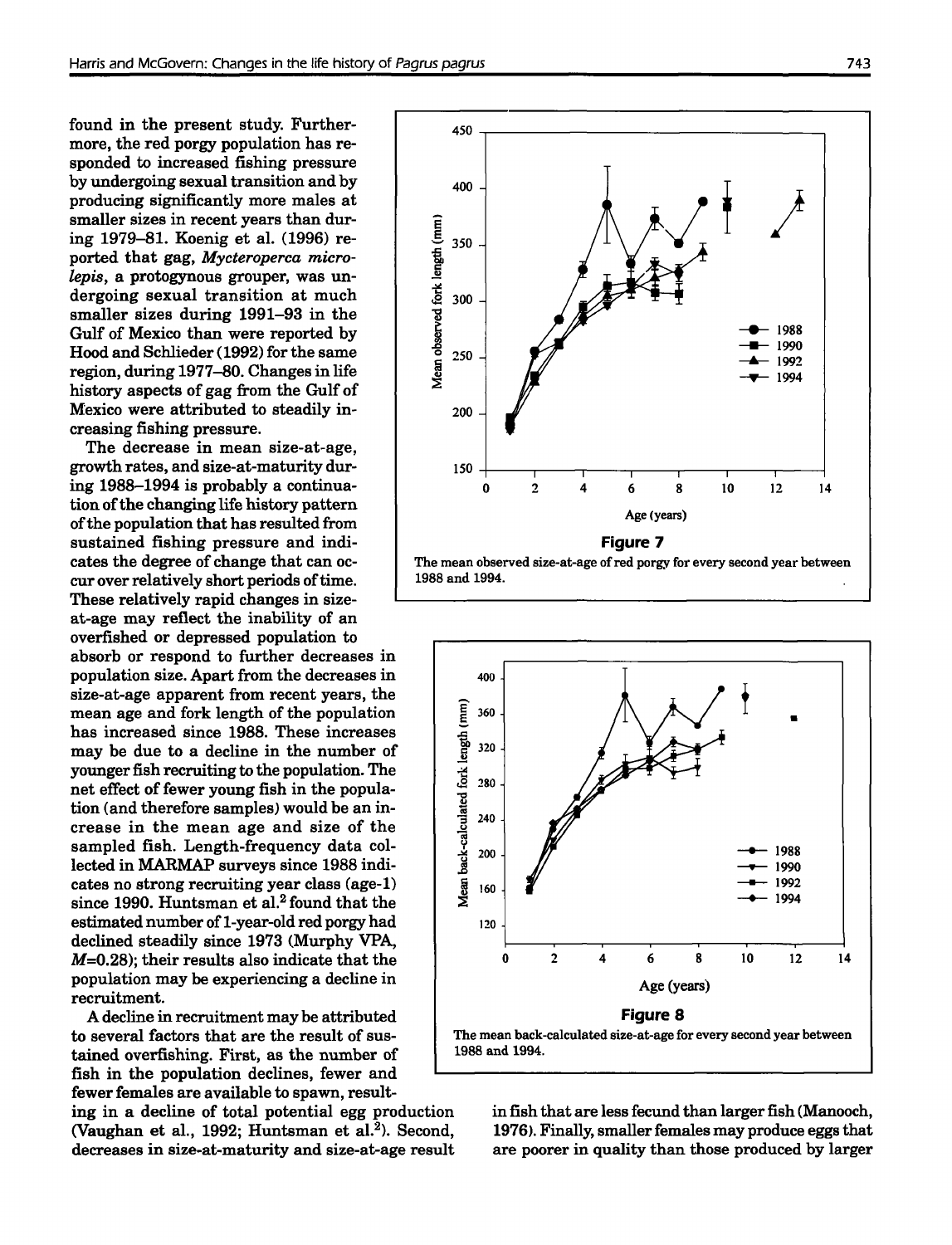found in the present study. Furthermore, the red porgy population has responded to increased fishing pressure by undergoing sexual transition and by producing significantly more males at smaller sizes in recent years than during 1979–81. Koenig et al. (1996) reported that gag, *Mycteroperca microlepis*, a protogynous grouper, was undergoing sexual transition at much smaller sizes during 1991–93 in the Gulf of Mexico than were reported by Hood and Schlieder (1992) for the same region, during 1977–80. Changes in life history aspects of gag from the Gulf of Mexico were attributed to steadily increasing fishing pressure.

The decrease in mean size-at-age, growth rates, and size-at-maturity during 1988–1994 is probably a continuation of the changing life history pattern of the population that has resulted from sustained fishing pressure and indicates the degree of change that can occur over relatively short periods of time. These relatively rapid changes in size-at-age may reflect the inability of an overfished or depressed population to absorb or respond to further decreases in population size. Apart from the decreases in size-at-age apparent from recent years, the mean age and fork length of the population has increased since 1988. These increases may be due to a decline in the number of younger fish recruiting to the population. The net effect of fewer young fish in the population (and therefore samples) would be an increase in the mean age and size of the sampled fish. Length-frequency data collected in MARMAP surveys since 1988 indicates no strong recruiting year class (age-1) since 1990. Huntsman et al.[2] found that the estimated number of 1-year-old red porgy had declined steadily since 1973 (Murphy VPA, $M$=0.28); their results also indicate that the population may be experiencing a decline in recruitment.

A decline in recruitment may be attributed to several factors that are the result of sustained overfishing. First, as the number of fish in the population declines, fewer and fewer females are available to spawn, resulting in a decline of total potential egg production (Vaughan et al., 1992; Huntsman et al.[2]). Second, decreases in size-at-maturity and size-at-age result in fish that are less fecund than larger fish (Manooch, 1976). Finally, smaller females may produce eggs that are poorer in quality than those produced by larger

**Figure 7**

The mean observed size-at-age of red porgy for every second year between 1988 and 1994.

**Figure 8**

The mean back-calculated size-at-age for every second year between 1988 and 1994.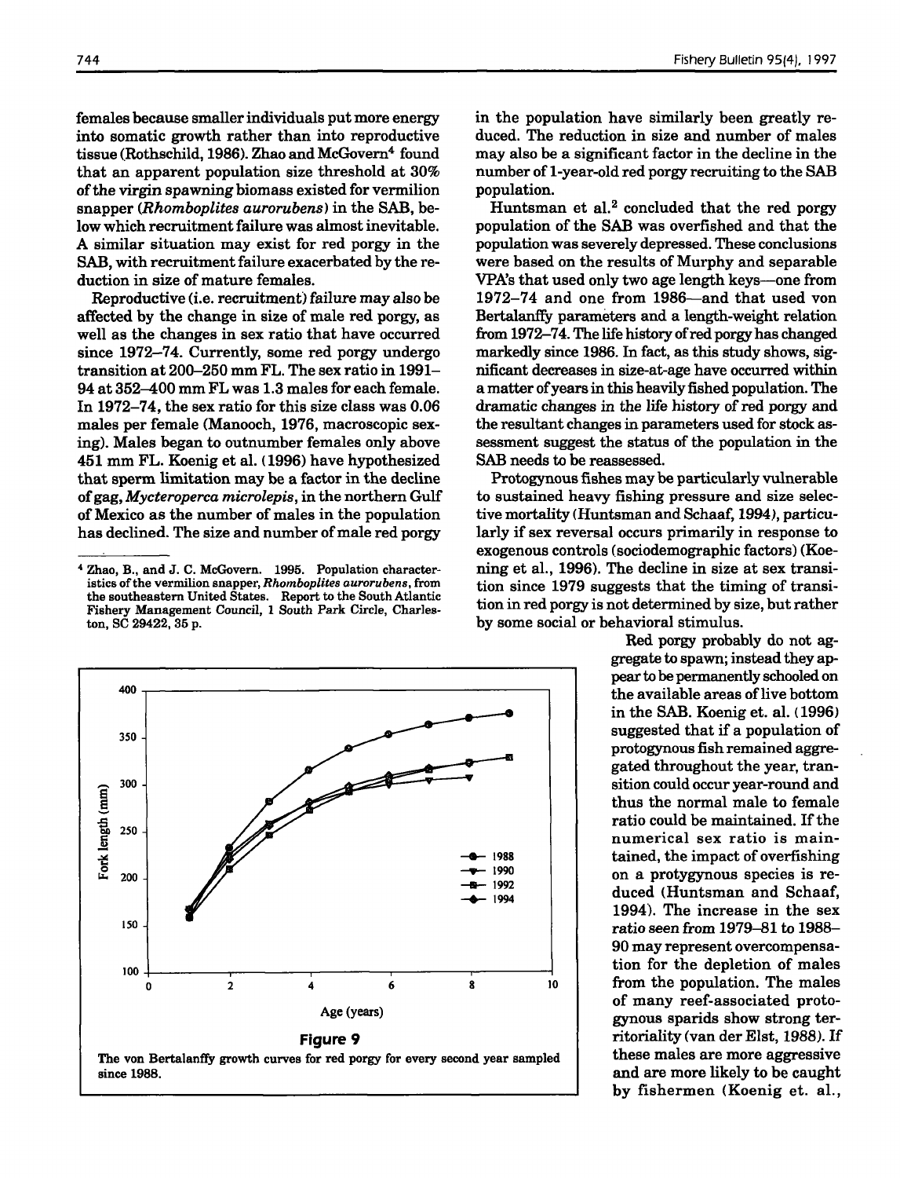females because smaller individuals put more energy into somatic growth rather than into reproductive tissue (Rothschild, 1986). Zhao and McGovern[4] found that an apparent population size threshold at 30% of the virgin spawning biomass existed for vermilion snapper (*Rhomboplites aurorubens*) in the SAB, below which recruitment failure was almost inevitable. A similar situation may exist for red porgy in the SAB, with recruitment failure exacerbated by the reduction in size of mature females.

Reproductive (i.e. recruitment) failure may also be affected by the change in size of male red porgy, as well as the changes in sex ratio that have occurred since 1972–74. Currently, some red porgy undergo transition at 200–250 mm FL. The sex ratio in 1991–94 at 352–400 mm FL was 1.3 males for each female. In 1972–74, the sex ratio for this size class was 0.06 males per female (Manooch, 1976, macroscopic sexing). Males began to outnumber females only above 451 mm FL. Koenig et al. (1996) have hypothesized that sperm limitation may be a factor in the decline of gag, *Mycteroperca microlepis*, in the northern Gulf of Mexico as the number of males in the population has declined. The size and number of male red porgy in the population have similarly been greatly reduced. The reduction in size and number of males may also be a significant factor in the decline in the number of 1-year-old red porgy recruiting to the SAB population.

Huntsman et al.[2] concluded that the red porgy population of the SAB was overfished and that the population was severely depressed. These conclusions were based on the results of Murphy and separable VPA's that used only two age length keys—one from 1972–74 and one from 1986—and that used von Bertalanffy parameters and a length-weight relation from 1972–74. The life history of red porgy has changed markedly since 1986. In fact, as this study shows, significant decreases in size-at-age have occurred within a matter of years in this heavily fished population. The dramatic changes in the life history of red porgy and the resultant changes in parameters used for stock assessment suggest the status of the population in the SAB needs to be reassessed.

Protogynous fishes may be particularly vulnerable to sustained heavy fishing pressure and size selective mortality (Huntsman and Schaaf, 1994), particularly if sex reversal occurs primarily in response to exogenous controls (sociodemographic factors) (Koenig et al., 1996). The decline in size at sex transition since 1979 suggests that the timing of transition in red porgy is not determined by size, but rather by some social or behavioral stimulus.

Red porgy probably do not aggregate to spawn; instead they appear to be permanently schooled on the available areas of live bottom in the SAB. Koenig et. al. (1996) suggested that if a population of protogynous fish remained aggregated throughout the year, transition could occur year-round and thus the normal male to female ratio could be maintained. If the numerical sex ratio is maintained, the impact of overfishing on a protogynous species is reduced (Huntsman and Schaaf, 1994). The increase in the sex ratio seen from 1979–81 to 1988–90 may represent overcompensation for the depletion of males from the population. The males of many reef-associated protogynous sparids show strong territoriality (van der Elst, 1988). If these males are more aggressive and are more likely to be caught by fishermen (Koenig et. al.,

**Figure 9**

The von Bertalanffy growth curves for red porgy for every second year sampled since 1988.

[4] Zhao, B., and J. C. McGovern. 1995. Population characteristics of the vermilion snapper, *Rhomboplites aurorubens*, from the southeastern United States. Report to the South Atlantic Fishery Management Council, 1 South Park Circle, Charleston, SC 29422, 35 p.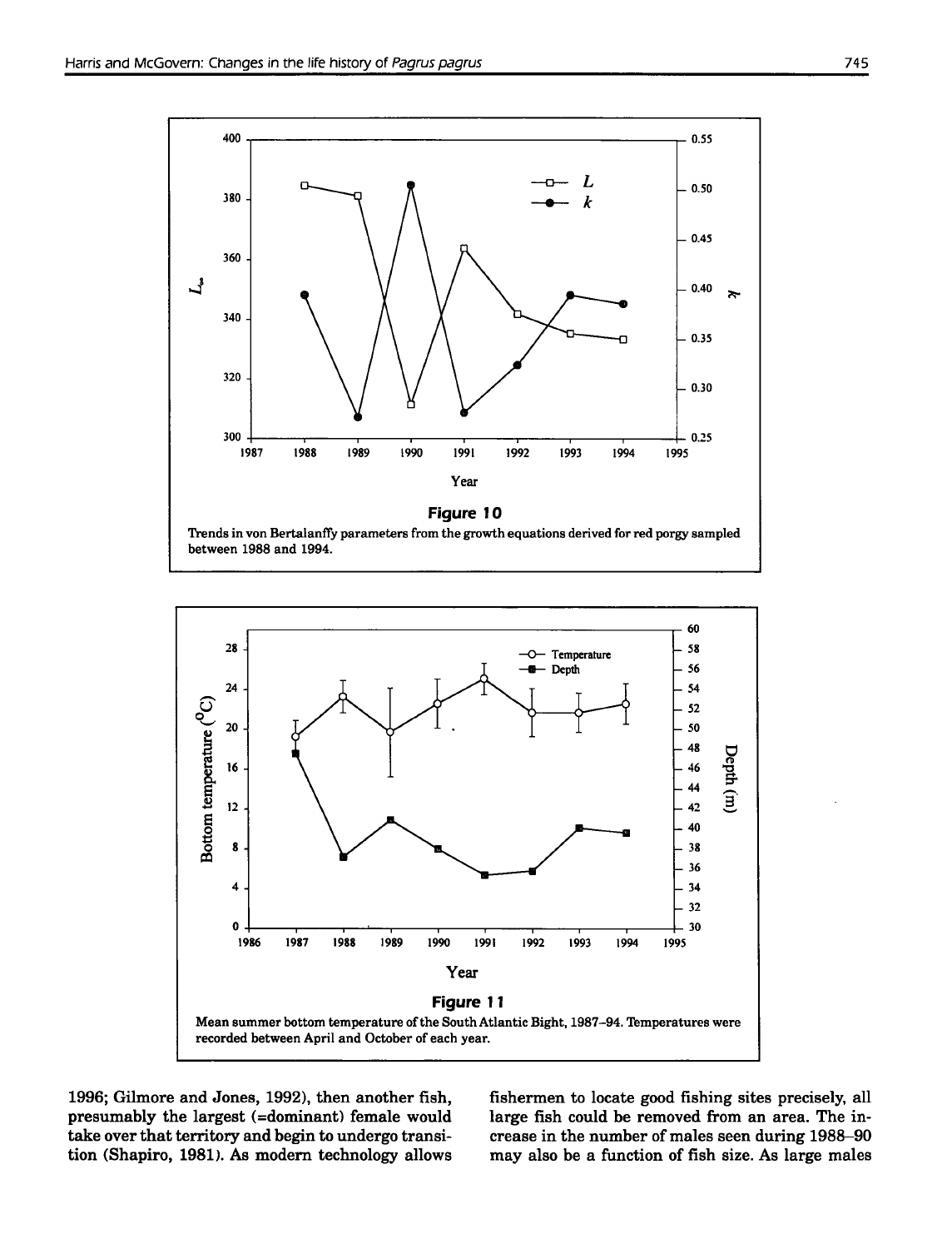**Figure 10**

Trends in von Bertalanffy parameters from the growth equations derived for red porgy sampled between 1988 and 1994.

**Figure 11**

Mean summer bottom temperature of the South Atlantic Bight, 1987–94. Temperatures were recorded between April and October of each year.

1996; Gilmore and Jones, 1992), then another fish, presumably the largest (=dominant) female would take over that territory and begin to undergo transition (Shapiro, 1981). As modern technology allows fishermen to locate good fishing sites precisely, all large fish could be removed from an area. The increase in the number of males seen during 1988–90 may also be a function of fish size. As large males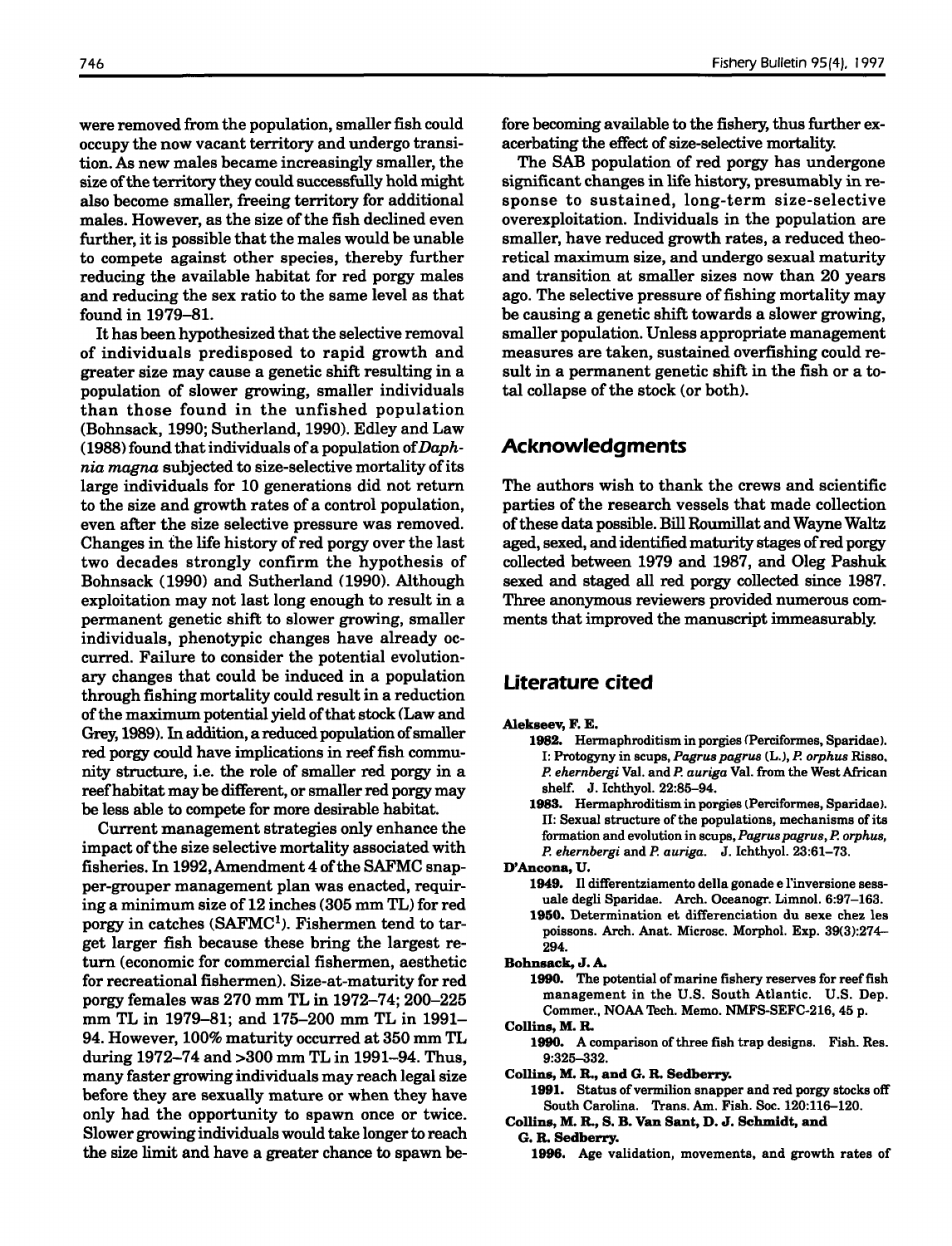were removed from the population, smaller fish could occupy the now vacant territory and undergo transition. As new males became increasingly smaller, the size of the territory they could successfully hold might also become smaller, freeing territory for additional males. However, as the size of the fish declined even further, it is possible that the males would be unable to compete against other species, thereby further reducing the available habitat for red porgy males and reducing the sex ratio to the same level as that found in 1979–81.

It has been hypothesized that the selective removal of individuals predisposed to rapid growth and greater size may cause a genetic shift resulting in a population of slower growing, smaller individuals than those found in the unfished population (Bohnsack, 1990; Sutherland, 1990). Edley and Law (1988) found that individuals of a population of *Daphnia magna* subjected to size-selective mortality of its large individuals for 10 generations did not return to the size and growth rates of a control population, even after the size selective pressure was removed. Changes in the life history of red porgy over the last two decades strongly confirm the hypothesis of Bohnsack (1990) and Sutherland (1990). Although exploitation may not last long enough to result in a permanent genetic shift to slower growing, smaller individuals, phenotypic changes have already occurred. Failure to consider the potential evolutionary changes that could be induced in a population through fishing mortality could result in a reduction of the maximum potential yield of that stock (Law and Grey, 1989). In addition, a reduced population of smaller red porgy could have implications in reef fish community structure, i.e. the role of smaller red porgy in a reef habitat may be different, or smaller red porgy may be less able to compete for more desirable habitat.

Current management strategies only enhance the impact of the size selective mortality associated with fisheries. In 1992, Amendment 4 of the SAFMC snapper-grouper management plan was enacted, requiring a minimum size of 12 inches (305 mm TL) for red porgy in catches (SAFMC[1]). Fishermen tend to target larger fish because these bring the largest return (economic for commercial fishermen, aesthetic for recreational fishermen). Size-at-maturity for red porgy females was 270 mm TL in 1972–74; 200–225 mm TL in 1979–81; and 175–200 mm TL in 1991–94. However, 100% maturity occurred at 350 mm TL during 1972–74 and >300 mm TL in 1991–94. Thus, many faster growing individuals may reach legal size before they are sexually mature or when they have only had the opportunity to spawn once or twice. Slower growing individuals would take longer to reach the size limit and have a greater chance to spawn before becoming available to the fishery, thus further exacerbating the effect of size-selective mortality.

The SAB population of red porgy has undergone significant changes in life history, presumably in response to sustained, long-term size-selective overexploitation. Individuals in the population are smaller, have reduced growth rates, a reduced theoretical maximum size, and undergo sexual maturity and transition at smaller sizes now than 20 years ago. The selective pressure of fishing mortality may be causing a genetic shift towards a slower growing, smaller population. Unless appropriate management measures are taken, sustained overfishing could result in a permanent genetic shift in the fish or a total collapse of the stock (or both).

## Acknowledgments

The authors wish to thank the crews and scientific parties of the research vessels that made collection of these data possible. Bill Roumillat and Wayne Waltz aged, sexed, and identified maturity stages of red porgy collected between 1979 and 1987, and Oleg Pashuk sexed and staged all red porgy collected since 1987. Three anonymous reviewers provided numerous comments that improved the manuscript immeasurably.

## Literature cited

**Alekseev, F. E.**

1982. Hermaphroditism in porgies (Perciformes, Sparidae). I: Protogyny in scups, *Pagrus pagrus* (L.), *P. orphus* Risso, *P. ehernbergi* Val. and *P. auriga* Val. from the West African shelf. J. Ichthyol. 22:85–94.

1983. Hermaphroditism in porgies (Perciformes, Sparidae). II: Sexual structure of the populations, mechanisms of its formation and evolution in scups, *Pagrus pagrus*, *P. orphus*, *P. ehernbergi* and *P. auriga*. J. Ichthyol. 23:61–73.

**D'Ancona, U.**

1949. Il differentziamento della gonade e l'inversione sessuale degli Sparidae. Arch. Oceanogr. Limnol. 6:97–163.

1950. Determination et differenciation du sexe chez les poissons. Arch. Anat. Microsc. Morphol. Exp. 39(3):274–294.

**Bohnsack, J. A.**

1990. The potential of marine fishery reserves for reef fish management in the U.S. South Atlantic. U.S. Dep. Commer., NOAA Tech. Memo. NMFS-SEFC-216, 45 p.

**Collins, M. R.**

1990. A comparison of three fish trap designs. Fish. Res. 9:325–332.

**Collins, M. R., and G. R. Sedberry.**

1991. Status of vermilion snapper and red porgy stocks off South Carolina. Trans. Am. Fish. Soc. 120:116–120.

**Collins, M. R., S. B. Van Sant, D. J. Schmidt, and G. R. Sedberry.**

1996. Age validation, movements, and growth rates of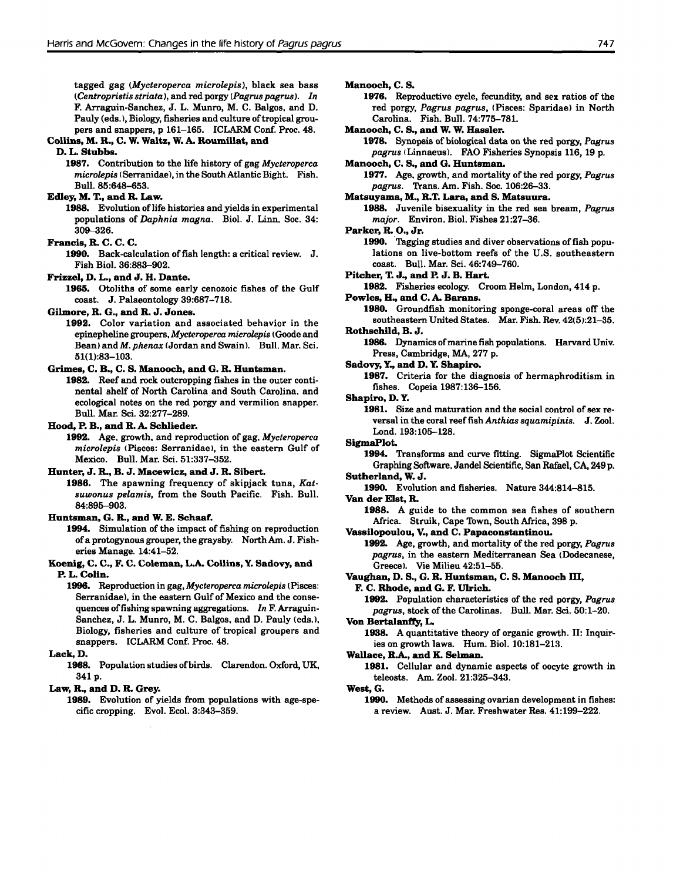tagged gag (*Mycteroperca microlepis*), black sea bass (*Centropristis striata*), and red porgy (*Pagrus pagrus*). *In* F. Arraguin-Sanchez, J. L. Munro, M. C. Balgos, and D. Pauly (eds.), Biology, fisheries and culture of tropical groupers and snappers, p 161–165. ICLARM Conf. Proc. 48.

**Collins, M. R., C. W. Waltz, W. A. Roumillat, and D. L. Stubbs.**
1987. Contribution to the life history of gag *Mycteroperca microlepis* (Serranidae), in the South Atlantic Bight. Fish. Bull. 85:648–653.

**Edley, M. T., and R. Law.**
1988. Evolution of life histories and yields in experimental populations of *Daphnia magna*. Biol. J. Linn. Soc. 34: 309–326.

**Francis, R. C. C. C.**
1990. Back-calculation of fish length: a critical review. J. Fish Biol. 36:883–902.

**Frizzel, D. L., and J. H. Dante.**
1965. Otoliths of some early cenozoic fishes of the Gulf coast. J. Palaeontology 39:687–718.

**Gilmore, R. G., and R. J. Jones.**
1992. Color variation and associated behavior in the epinepheline groupers, *Mycteroperca microlepis* (Goode and Bean) and *M. phenax* (Jordan and Swain). Bull. Mar. Sci. 51(1):83–103.

**Grimes, C. B., C. S. Manooch, and G. R. Huntsman.**
1982. Reef and rock outcropping fishes in the outer continental shelf of North Carolina and South Carolina, and ecological notes on the red porgy and vermilion snapper. Bull. Mar. Sci. 32:277–289.

**Hood, P. B., and R. A. Schlieder.**
1992. Age, growth, and reproduction of gag, *Mycteroperca microlepis* (Pisces: Serranidae), in the eastern Gulf of Mexico. Bull. Mar. Sci. 51:337–352.

**Hunter, J. R., B. J. Macewicz, and J. R. Sibert.**
1986. The spawning frequency of skipjack tuna, *Katsuwonus pelamis*, from the South Pacific. Fish. Bull. 84:895–903.

**Huntsman, G. R., and W. E. Schaaf.**
1994. Simulation of the impact of fishing on reproduction of a protogynous grouper, the graysby. North Am. J. Fisheries Manage. 14:41–52.

**Koenig, C. C., F. C. Coleman, L.A. Collins, Y. Sadovy, and P. L. Colin.**
1996. Reproduction in gag, *Mycteroperca microlepis* (Pisces: Serranidae), in the eastern Gulf of Mexico and the consequences of fishing spawning aggregations. *In* F. Arraguin-Sanchez, J. L. Munro, M. C. Balgos, and D. Pauly (eds.), Biology, fisheries and culture of tropical groupers and snappers. ICLARM Conf. Proc. 48.

**Lack, D.**
1968. Population studies of birds. Clarendon. Oxford, UK, 341 p.

**Law, R., and D. R. Grey.**
1989. Evolution of yields from populations with age-specific cropping. Evol. Ecol. 3:343–359.

**Manooch, C. S.**
1976. Reproductive cycle, fecundity, and sex ratios of the red porgy, *Pagrus pagrus*, (Pisces: Sparidae) in North Carolina. Fish. Bull. 74:775–781.

**Manooch, C. S., and W. W. Hassler.**
1978. Synopsis of biological data on the red porgy, *Pagrus pagrus* (Linnaeus). FAO Fisheries Synopsis 116, 19 p.

**Manooch, C. S., and G. Huntsman.**
1977. Age, growth, and mortality of the red porgy, *Pagrus pagrus*. Trans. Am. Fish. Soc. 106:26–33.

**Matsuyama, M., R.T. Lara, and S. Matsuura.**
1988. Juvenile bisexuality in the red sea bream, *Pagrus major*. Environ. Biol. Fishes 21:27–36.

**Parker, R. O., Jr.**
1990. Tagging studies and diver observations of fish populations on live-bottom reefs of the U.S. southeastern coast. Bull. Mar. Sci. 46:749–760.

**Pitcher, T. J., and P. J. B. Hart.**
1982. Fisheries ecology. Croom Helm, London, 414 p.

**Powles, H., and C. A. Barans.**
1980. Groundfish monitoring sponge-coral areas off the southeastern United States. Mar. Fish. Rev. 42(5):21–35.

**Rothschild, B. J.**
1986. Dynamics of marine fish populations. Harvard Univ. Press, Cambridge, MA, 277 p.

**Sadovy, Y., and D. Y. Shapiro.**
1987. Criteria for the diagnosis of hermaphroditism in fishes. Copeia 1987:136–156.

**Shapiro, D. Y.**
1981. Size and maturation and the social control of sex reversal in the coral reef fish *Anthias squamipinis*. J. Zool. Lond. 193:105–128.

**SigmaPlot.**
1994. Transforms and curve fitting. SigmaPlot Scientific Graphing Software, Jandel Scientific, San Rafael, CA, 249 p.

**Sutherland, W. J.**
1990. Evolution and fisheries. Nature 344:814–815.

**Van der Elst, R.**
1988. A guide to the common sea fishes of southern Africa. Struik, Cape Town, South Africa, 398 p.

**Vassilopoulou, V., and C. Papaconstantinou.**
1992. Age, growth, and mortality of the red porgy, *Pagrus pagrus*, in the eastern Mediterranean Sea (Dodecanese, Greece). Vie Milieu 42:51–55.

**Vaughan, D. S., G. R. Huntsman, C. S. Manooch III, F. C. Rhode, and G. F. Ulrich.**
1992. Population characteristics of the red porgy, *Pagrus pagrus*, stock of the Carolinas. Bull. Mar. Sci. 50:1–20.

**Von Bertalanffy, L.**
1938. A quantitative theory of organic growth. II: Inquiries on growth laws. Hum. Biol. 10:181–213.

**Wallace, R.A., and K. Selman.**
1981. Cellular and dynamic aspects of oocyte growth in teleosts. Am. Zool. 21:325–343.

**West, G.**
1990. Methods of assessing ovarian development in fishes: a review. Aust. J. Mar. Freshwater Res. 41:199–222.